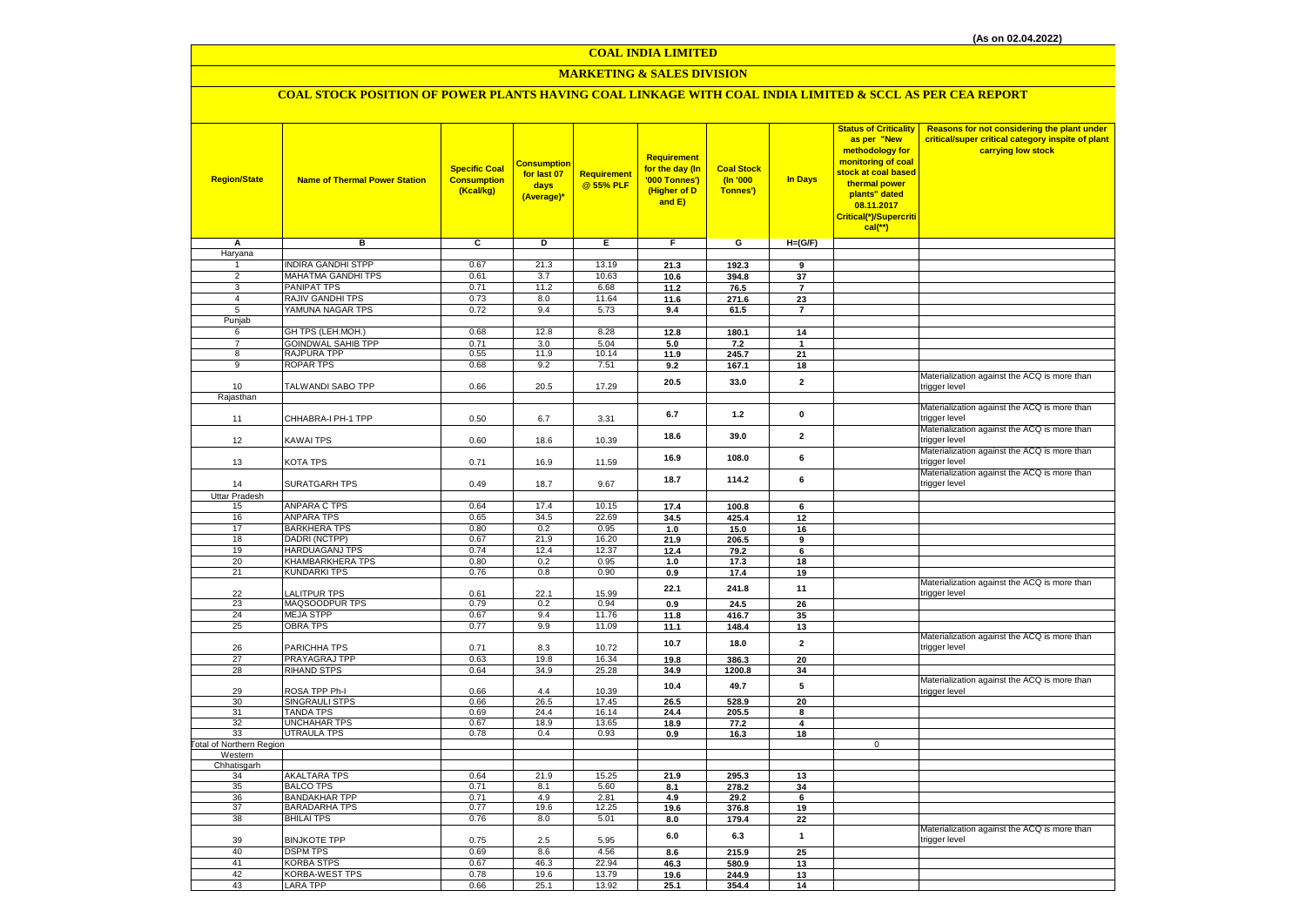(As on 02.04.2022)

# COAL INDIA LIMITED

## MARKETING & SALES DIVISION

### COAL STOCK POSITION OF POWER PLANTS HAVING COAL LINKAGE WITH COAL INDIA LIMITED & SCCL AS PER CEA REPORT

| Region/State | Name of Thermal Power Station | Specific Coal Consumption (Kcal/kg) | Consumption for last 07 days (Average)* | Requirement @ 55% PLF | Requirement for the day (In '000 Tonnes') (Higher of D and E) | Coal Stock (In '000 Tonnes') | In Days | Status of Criticality as per "New methodology for monitoring of coal stock at coal based thermal power plants" dated 08.11.2017 Critical(*)/Supercritical(**) | Reasons for not considering the plant under critical/super critical category inspite of plant carrying low stock |
|---|---|---|---|---|---|---|---|---|---|
| A | B | C | D | E | F | G | H=(G/F) | | |
| Haryana | | | | | | | | | |
| 1 | INDIRA GANDHI STPP | 0.67 | 21.3 | 13.19 | 21.3 | 192.3 | 9 | | |
| 2 | MAHATMA GANDHI TPS | 0.61 | 3.7 | 10.63 | 10.6 | 394.8 | 37 | | |
| 3 | PANIPAT TPS | 0.71 | 11.2 | 6.68 | 11.2 | 76.5 | 7 | | |
| 4 | RAJIV GANDHI TPS | 0.73 | 8.0 | 11.64 | 11.6 | 271.6 | 23 | | |
| 5 | YAMUNA NAGAR TPS | 0.72 | 9.4 | 5.73 | 9.4 | 61.5 | 7 | | |
| Punjab | | | | | | | | | |
| 6 | GH TPS (LEH.MOH.) | 0.68 | 12.8 | 8.28 | 12.8 | 180.1 | 14 | | |
| 7 | GOINDWAL SAHIB TPP | 0.71 | 3.0 | 5.04 | 5.0 | 7.2 | 1 | | |
| 8 | RAJPURA TPP | 0.55 | 11.9 | 10.14 | 11.9 | 245.7 | 21 | | |
| 9 | ROPAR TPS | 0.68 | 9.2 | 7.51 | 9.2 | 167.1 | 18 | | |
| 10 | TALWANDI SABO TPP | 0.66 | 20.5 | 17.29 | 20.5 | 33.0 | 2 | | Materialization against the ACQ is more than trigger level |
| Rajasthan | | | | | | | | | |
| 11 | CHHABRA-I PH-1 TPP | 0.50 | 6.7 | 3.31 | 6.7 | 1.2 | 0 | | Materialization against the ACQ is more than trigger level |
| 12 | KAWAI TPS | 0.60 | 18.6 | 10.39 | 18.6 | 39.0 | 2 | | Materialization against the ACQ is more than trigger level |
| 13 | KOTA TPS | 0.71 | 16.9 | 11.59 | 16.9 | 108.0 | 6 | | Materialization against the ACQ is more than trigger level |
| 14 | SURATGARH TPS | 0.49 | 18.7 | 9.67 | 18.7 | 114.2 | 6 | | Materialization against the ACQ is more than trigger level |
| Uttar Pradesh | | | | | | | | | |
| 15 | ANPARA C TPS | 0.64 | 17.4 | 10.15 | 17.4 | 100.8 | 6 | | |
| 16 | ANPARA TPS | 0.65 | 34.5 | 22.69 | 34.5 | 425.4 | 12 | | |
| 17 | BARKHERA TPS | 0.80 | 0.2 | 0.95 | 1.0 | 15.0 | 16 | | |
| 18 | DADRI (NCTPP) | 0.67 | 21.9 | 16.20 | 21.9 | 206.5 | 9 | | |
| 19 | HARDUAGANJ TPS | 0.74 | 12.4 | 12.37 | 12.4 | 79.2 | 6 | | |
| 20 | KHAMBARKHERA TPS | 0.80 | 0.2 | 0.95 | 1.0 | 17.3 | 18 | | |
| 21 | KUNDARKI TPS | 0.76 | 0.8 | 0.90 | 0.9 | 17.4 | 19 | | |
| 22 | LALITPUR TPS | 0.61 | 22.1 | 15.99 | 22.1 | 241.8 | 11 | | Materialization against the ACQ is more than trigger level |
| 23 | MAQSOODPUR TPS | 0.79 | 0.2 | 0.94 | 0.9 | 24.5 | 26 | | |
| 24 | MEJA STPP | 0.67 | 9.4 | 11.76 | 11.8 | 416.7 | 35 | | |
| 25 | OBRA TPS | 0.77 | 9.9 | 11.09 | 11.1 | 148.4 | 13 | | |
| 26 | PARICHHA TPS | 0.71 | 8.3 | 10.72 | 10.7 | 18.0 | 2 | | Materialization against the ACQ is more than trigger level |
| 27 | PRAYAGRAJ TPP | 0.63 | 19.8 | 16.34 | 19.8 | 386.3 | 20 | | |
| 28 | RIHAND STPS | 0.64 | 34.9 | 25.28 | 34.9 | 1200.8 | 34 | | |
| 29 | ROSA TPP Ph-I | 0.66 | 4.4 | 10.39 | 10.4 | 49.7 | 5 | | Materialization against the ACQ is more than trigger level |
| 30 | SINGRAULI STPS | 0.66 | 26.5 | 17.45 | 26.5 | 528.9 | 20 | | |
| 31 | TANDA TPS | 0.69 | 24.4 | 16.14 | 24.4 | 205.5 | 8 | | |
| 32 | UNCHAHAR TPS | 0.67 | 18.9 | 13.65 | 18.9 | 77.2 | 4 | | |
| 33 | UTRAULA TPS | 0.78 | 0.4 | 0.93 | 0.9 | 16.3 | 18 | | |
| Total of Northern Region | | | | | | | | 0 | |
| Western | | | | | | | | | |
| Chhatisgarh | | | | | | | | | |
| 34 | AKALTARA TPS | 0.64 | 21.9 | 15.25 | 21.9 | 295.3 | 13 | | |
| 35 | BALCO TPS | 0.71 | 8.1 | 5.60 | 8.1 | 278.2 | 34 | | |
| 36 | BANDAKHAR TPP | 0.71 | 4.9 | 2.81 | 4.9 | 29.2 | 6 | | |
| 37 | BARADARHA TPS | 0.77 | 19.6 | 12.25 | 19.6 | 376.8 | 19 | | |
| 38 | BHILAI TPS | 0.76 | 8.0 | 5.01 | 8.0 | 179.4 | 22 | | |
| 39 | BINJKOTE TPP | 0.75 | 2.5 | 5.95 | 6.0 | 6.3 | 1 | | Materialization against the ACQ is more than trigger level |
| 40 | DSPM TPS | 0.69 | 8.6 | 4.56 | 8.6 | 215.9 | 25 | | |
| 41 | KORBA STPS | 0.67 | 46.3 | 22.94 | 46.3 | 580.9 | 13 | | |
| 42 | KORBA-WEST TPS | 0.78 | 19.6 | 13.79 | 19.6 | 244.9 | 13 | | |
| 43 | LARA TPP | 0.66 | 25.1 | 13.92 | 25.1 | 354.4 | 14 | | |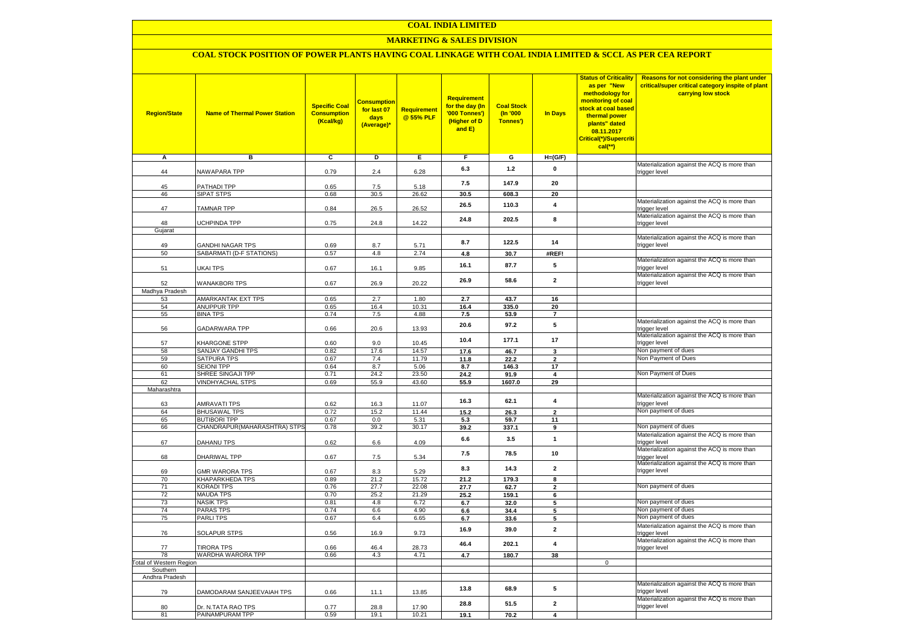# COAL INDIA LIMITED

## MARKETING & SALES DIVISION

### COAL STOCK POSITION OF POWER PLANTS HAVING COAL LINKAGE WITH COAL INDIA LIMITED & SCCL AS PER CEA REPORT

| Region/State | Name of Thermal Power Station | Specific Coal Consumption (Kcal/kg) | Consumption for last 07 days (Average)* | Requirement @ 55% PLF | Requirement for the day (In '000 Tonnes') (Higher of D and E) | Coal Stock (In '000 Tonnes') | In Days | Status of Criticality as per "New methodology for monitoring of coal stock at coal based thermal power plants" dated 08.11.2017 Critical(*)/Supercritical(**) | Reasons for not considering the plant under critical/super critical category inspite of plant carrying low stock |
|---|---|---|---|---|---|---|---|---|---|
| A | B | C | D | E | F | G | H=(G/F) | | |
| 44 | NAWAPARA TPP | 0.79 | 2.4 | 6.28 | 6.3 | 1.2 | 0 | | Materialization against the ACQ is more than trigger level |
| 45 | PATHADI TPP | 0.65 | 7.5 | 5.18 | 7.5 | 147.9 | 20 | | |
| 46 | SIPAT STPS | 0.68 | 30.5 | 26.62 | 30.5 | 608.3 | 20 | | |
| 47 | TAMNAR TPP | 0.84 | 26.5 | 26.52 | 26.5 | 110.3 | 4 | | Materialization against the ACQ is more than trigger level |
| 48 | UCHPINDA TPP | 0.75 | 24.8 | 14.22 | 24.8 | 202.5 | 8 | | Materialization against the ACQ is more than trigger level |
| Gujarat | | | | | | | | | |
| 49 | GANDHI NAGAR TPS | 0.69 | 8.7 | 5.71 | 8.7 | 122.5 | 14 | | Materialization against the ACQ is more than trigger level |
| 50 | SABARMATI (D-F STATIONS) | 0.57 | 4.8 | 2.74 | 4.8 | 30.7 | #REF! | | |
| 51 | UKAI TPS | 0.67 | 16.1 | 9.85 | 16.1 | 87.7 | 5 | | Materialization against the ACQ is more than trigger level |
| 52 | WANAKBORI TPS | 0.67 | 26.9 | 20.22 | 26.9 | 58.6 | 2 | | Materialization against the ACQ is more than trigger level |
| Madhya Pradesh | | | | | | | | | |
| 53 | AMARKANTAK EXT TPS | 0.65 | 2.7 | 1.80 | 2.7 | 43.7 | 16 | | |
| 54 | ANUPPUR TPP | 0.65 | 16.4 | 10.31 | 16.4 | 335.0 | 20 | | |
| 55 | BINA TPS | 0.74 | 7.5 | 4.88 | 7.5 | 53.9 | 7 | | |
| 56 | GADARWARA TPP | 0.66 | 20.6 | 13.93 | 20.6 | 97.2 | 5 | | Materialization against the ACQ is more than trigger level |
| 57 | KHARGONE STPP | 0.60 | 9.0 | 10.45 | 10.4 | 177.1 | 17 | | Materialization against the ACQ is more than trigger level |
| 58 | SANJAY GANDHI TPS | 0.82 | 17.6 | 14.57 | 17.6 | 46.7 | 3 | | Non payment of dues |
| 59 | SATPURA TPS | 0.67 | 7.4 | 11.79 | 11.8 | 22.2 | 2 | | Non Payment of Dues |
| 60 | SEIONI TPP | 0.64 | 8.7 | 5.06 | 8.7 | 146.3 | 17 | | |
| 61 | SHREE SINGAJI TPP | 0.71 | 24.2 | 23.50 | 24.2 | 91.9 | 4 | | Non Payment of Dues |
| 62 | VINDHYACHAL STPS | 0.69 | 55.9 | 43.60 | 55.9 | 1607.0 | 29 | | |
| Maharashtra | | | | | | | | | |
| 63 | AMRAVATI TPS | 0.62 | 16.3 | 11.07 | 16.3 | 62.1 | 4 | | Materialization against the ACQ is more than trigger level |
| 64 | BHUSAWAL TPS | 0.72 | 15.2 | 11.44 | 15.2 | 26.3 | 2 | | Non payment of dues |
| 65 | BUTIBORI TPP | 0.67 | 0.0 | 5.31 | 5.3 | 59.7 | 11 | | |
| 66 | CHANDRAPUR(MAHARASHTRA) STPS | 0.78 | 39.2 | 30.17 | 39.2 | 337.1 | 9 | | Non payment of dues |
| 67 | DAHANU TPS | 0.62 | 6.6 | 4.09 | 6.6 | 3.5 | 1 | | Materialization against the ACQ is more than trigger level |
| 68 | DHARIWAL TPP | 0.67 | 7.5 | 5.34 | 7.5 | 78.5 | 10 | | Materialization against the ACQ is more than trigger level |
| 69 | GMR WARORA TPS | 0.67 | 8.3 | 5.29 | 8.3 | 14.3 | 2 | | Materialization against the ACQ is more than trigger level |
| 70 | KHAPARKHEDA TPS | 0.89 | 21.2 | 15.72 | 21.2 | 179.3 | 8 | | |
| 71 | KORADI TPS | 0.76 | 27.7 | 22.08 | 27.7 | 62.7 | 2 | | Non payment of dues |
| 72 | MAUDA TPS | 0.70 | 25.2 | 21.29 | 25.2 | 159.1 | 6 | | |
| 73 | NASIK TPS | 0.81 | 4.8 | 6.72 | 6.7 | 32.0 | 5 | | Non payment of dues |
| 74 | PARAS TPS | 0.74 | 6.6 | 4.90 | 6.6 | 34.4 | 5 | | Non payment of dues |
| 75 | PARLI TPS | 0.67 | 6.4 | 6.65 | 6.7 | 33.6 | 5 | | Non payment of dues |
| 76 | SOLAPUR STPS | 0.56 | 16.9 | 9.73 | 16.9 | 39.0 | 2 | | Materialization against the ACQ is more than trigger level |
| 77 | TIRORA TPS | 0.66 | 46.4 | 28.73 | 46.4 | 202.1 | 4 | | Materialization against the ACQ is more than trigger level |
| 78 | WARDHA WARORA TPP | 0.66 | 4.3 | 4.71 | 4.7 | 180.7 | 38 | | |
| Total of Western Region | | | | | | | | 0 | |
| Southern | | | | | | | | | |
| Andhra Pradesh | | | | | | | | | |
| 79 | DAMODARAM SANJEEVAIAH TPS | 0.66 | 11.1 | 13.85 | 13.8 | 68.9 | 5 | | Materialization against the ACQ is more than trigger level |
| 80 | Dr. N.TATA RAO TPS | 0.77 | 28.8 | 17.90 | 28.8 | 51.5 | 2 | | Materialization against the ACQ is more than trigger level |
| 81 | PAINAMPURAM TPP | 0.59 | 19.1 | 10.21 | 19.1 | 70.2 | 4 | | |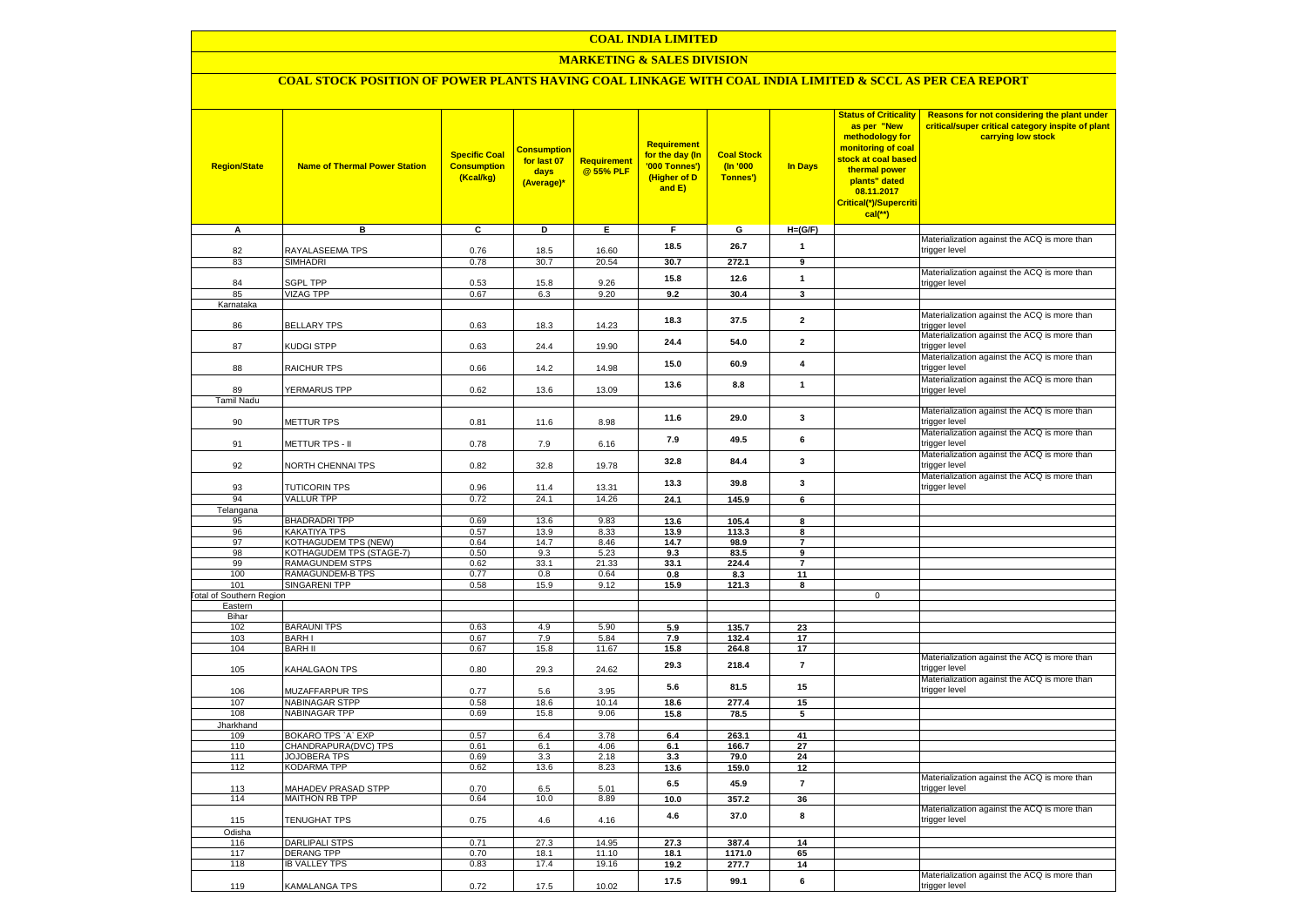# COAL INDIA LIMITED

## MARKETING & SALES DIVISION

### COAL STOCK POSITION OF POWER PLANTS HAVING COAL LINKAGE WITH COAL INDIA LIMITED & SCCL AS PER CEA REPORT

| Region/State | Name of Thermal Power Station | Specific Coal Consumption (Kcal/kg) | Consumption for last 07 days (Average)* | Requirement @ 55% PLF | Requirement for the day (In '000 Tonnes') (Higher of D and E) | Coal Stock (In '000 Tonnes') | In Days | Status of Criticality as per "New methodology for monitoring of coal stock at coal based thermal power plants" dated 08.11.2017 Critical(*)/Supercritical(**) | Reasons for not considering the plant under critical/super critical category inspite of plant carrying low stock |
|---|---|---|---|---|---|---|---|---|---|
| A | B | C | D | E | F | G | H=(G/F) | | |
| 82 | RAYALASEEMA TPS | 0.76 | 18.5 | 16.60 | 18.5 | 26.7 | 1 | | Materialization against the ACQ is more than trigger level |
| 83 | SIMHADRI | 0.78 | 30.7 | 20.54 | 30.7 | 272.1 | 9 | | |
| 84 | SGPL TPP | 0.53 | 15.8 | 9.26 | 15.8 | 12.6 | 1 | | Materialization against the ACQ is more than trigger level |
| 85 | VIZAG TPP | 0.67 | 6.3 | 9.20 | 9.2 | 30.4 | 3 | | |
| Karnataka | | | | | | | | | |
| 86 | BELLARY TPS | 0.63 | 18.3 | 14.23 | 18.3 | 37.5 | 2 | | Materialization against the ACQ is more than trigger level |
| 87 | KUDGI STPP | 0.63 | 24.4 | 19.90 | 24.4 | 54.0 | 2 | | Materialization against the ACQ is more than trigger level |
| 88 | RAICHUR TPS | 0.66 | 14.2 | 14.98 | 15.0 | 60.9 | 4 | | Materialization against the ACQ is more than trigger level |
| 89 | YERMARUS TPP | 0.62 | 13.6 | 13.09 | 13.6 | 8.8 | 1 | | Materialization against the ACQ is more than trigger level |
| Tamil Nadu | | | | | | | | | |
| 90 | METTUR TPS | 0.81 | 11.6 | 8.98 | 11.6 | 29.0 | 3 | | Materialization against the ACQ is more than trigger level |
| 91 | METTUR TPS - II | 0.78 | 7.9 | 6.16 | 7.9 | 49.5 | 6 | | Materialization against the ACQ is more than trigger level |
| 92 | NORTH CHENNAI TPS | 0.82 | 32.8 | 19.78 | 32.8 | 84.4 | 3 | | Materialization against the ACQ is more than trigger level |
| 93 | TUTICORIN TPS | 0.96 | 11.4 | 13.31 | 13.3 | 39.8 | 3 | | Materialization against the ACQ is more than trigger level |
| 94 | VALLUR TPP | 0.72 | 24.1 | 14.26 | 24.1 | 145.9 | 6 | | |
| Telangana | | | | | | | | | |
| 95 | BHADRADRI TPP | 0.69 | 13.6 | 9.83 | 13.6 | 105.4 | 8 | | |
| 96 | KAKATIYA TPS | 0.57 | 13.9 | 8.33 | 13.9 | 113.3 | 8 | | |
| 97 | KOTHAGUDEM TPS (NEW) | 0.64 | 14.7 | 8.46 | 14.7 | 98.9 | 7 | | |
| 98 | KOTHAGUDEM TPS (STAGE-7) | 0.50 | 9.3 | 5.23 | 9.3 | 83.5 | 9 | | |
| 99 | RAMAGUNDEM STPS | 0.62 | 33.1 | 21.33 | 33.1 | 224.4 | 7 | | |
| 100 | RAMAGUNDEM-B TPS | 0.77 | 0.8 | 0.64 | 0.8 | 8.3 | 11 | | |
| 101 | SINGARENI TPP | 0.58 | 15.9 | 9.12 | 15.9 | 121.3 | 8 | | |
| Total of Southern Region | | | | | | | | 0 | |
| Eastern | | | | | | | | | |
| Bihar | | | | | | | | | |
| 102 | BARAUNI TPS | 0.63 | 4.9 | 5.90 | 5.9 | 135.7 | 23 | | |
| 103 | BARH I | 0.67 | 7.9 | 5.84 | 7.9 | 132.4 | 17 | | |
| 104 | BARH II | 0.67 | 15.8 | 11.67 | 15.8 | 264.8 | 17 | | |
| 105 | KAHALGAON TPS | 0.80 | 29.3 | 24.62 | 29.3 | 218.4 | 7 | | Materialization against the ACQ is more than trigger level |
| 106 | MUZAFFARPUR TPS | 0.77 | 5.6 | 3.95 | 5.6 | 81.5 | 15 | | Materialization against the ACQ is more than trigger level |
| 107 | NABINAGAR STPP | 0.58 | 18.6 | 10.14 | 18.6 | 277.4 | 15 | | |
| 108 | NABINAGAR TPP | 0.69 | 15.8 | 9.06 | 15.8 | 78.5 | 5 | | |
| Jharkhand | | | | | | | | | |
| 109 | BOKARO TPS `A` EXP | 0.57 | 6.4 | 3.78 | 6.4 | 263.1 | 41 | | |
| 110 | CHANDRAPURA(DVC) TPS | 0.61 | 6.1 | 4.06 | 6.1 | 166.7 | 27 | | |
| 111 | JOJOBERA TPS | 0.69 | 3.3 | 2.18 | 3.3 | 79.0 | 24 | | |
| 112 | KODARMA TPP | 0.62 | 13.6 | 8.23 | 13.6 | 159.0 | 12 | | |
| 113 | MAHADEV PRASAD STPP | 0.70 | 6.5 | 5.01 | 6.5 | 45.9 | 7 | | Materialization against the ACQ is more than trigger level |
| 114 | MAITHON RB TPP | 0.64 | 10.0 | 8.89 | 10.0 | 357.2 | 36 | | |
| 115 | TENUGHAT TPS | 0.75 | 4.6 | 4.16 | 4.6 | 37.0 | 8 | | Materialization against the ACQ is more than trigger level |
| Odisha | | | | | | | | | |
| 116 | DARLIPALI STPS | 0.71 | 27.3 | 14.95 | 27.3 | 387.4 | 14 | | |
| 117 | DERANG TPP | 0.70 | 18.1 | 11.10 | 18.1 | 1171.0 | 65 | | |
| 118 | IB VALLEY TPS | 0.83 | 17.4 | 19.16 | 19.2 | 277.7 | 14 | | |
| 119 | KAMALANGA TPS | 0.72 | 17.5 | 10.02 | 17.5 | 99.1 | 6 | | Materialization against the ACQ is more than trigger level |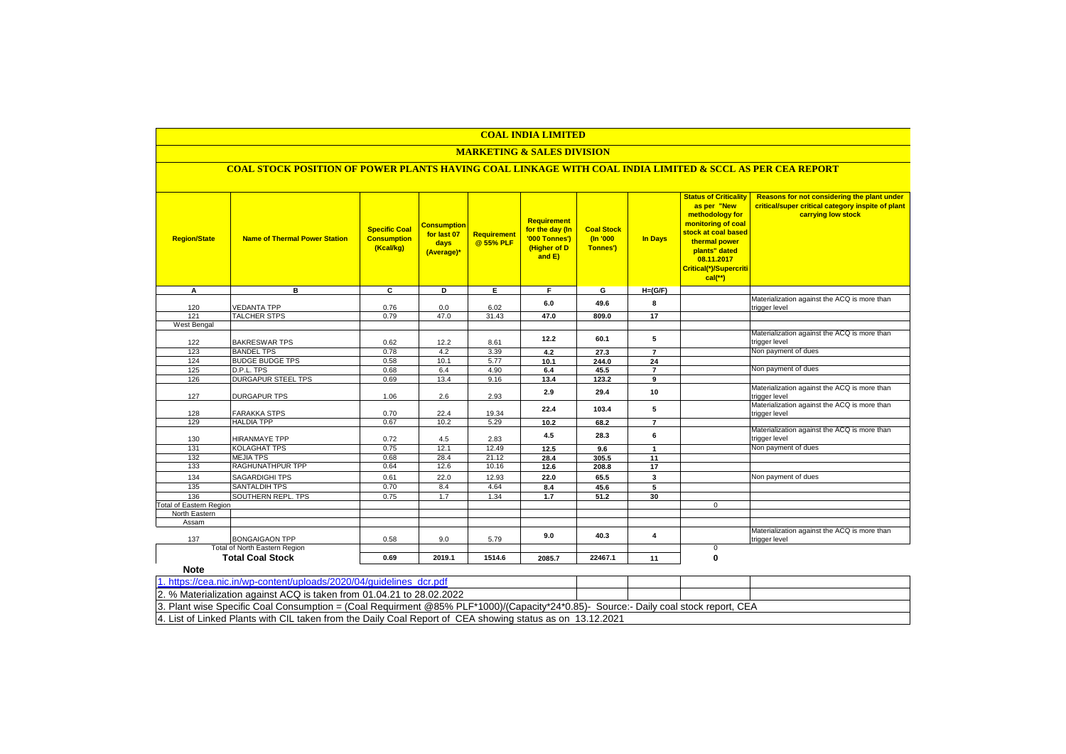# COAL INDIA LIMITED

## MARKETING & SALES DIVISION

### COAL STOCK POSITION OF POWER PLANTS HAVING COAL LINKAGE WITH COAL INDIA LIMITED & SCCL AS PER CEA REPORT

| Region/State | Name of Thermal Power Station | Specific Coal Consumption (Kcal/kg) | Consumption for last 07 days (Average)* | Requirement @ 55% PLF | Requirement for the day (In '000 Tonnes') (Higher of D and E) | Coal Stock (In '000 Tonnes') | In Days | Status of Criticality as per "New methodology for monitoring of coal stock at coal based thermal power plants" dated 08.11.2017 Critical(*)/Supercritical(**) | Reasons for not considering the plant under critical/super critical category inspite of plant carrying low stock |
|---|---|---|---|---|---|---|---|---|---|
| A | B | C | D | E | F | G | H=(G/F) | | |
| 120 | VEDANTA TPP | 0.76 | 0.0 | 6.02 | 6.0 | 49.6 | 8 | | Materialization against the ACQ is more than trigger level |
| 121 | TALCHER STPS | 0.79 | 47.0 | 31.43 | 47.0 | 809.0 | 17 | | |
| West Bengal | | | | | | | | | |
| 122 | BAKRESWAR TPS | 0.62 | 12.2 | 8.61 | 12.2 | 60.1 | 5 | | Materialization against the ACQ is more than trigger level |
| 123 | BANDEL TPS | 0.78 | 4.2 | 3.39 | 4.2 | 27.3 | 7 | | Non payment of dues |
| 124 | BUDGE BUDGE TPS | 0.58 | 10.1 | 5.77 | 10.1 | 244.0 | 24 | | |
| 125 | D.P.L. TPS | 0.68 | 6.4 | 4.90 | 6.4 | 45.5 | 7 | | Non payment of dues |
| 126 | DURGAPUR STEEL TPS | 0.69 | 13.4 | 9.16 | 13.4 | 123.2 | 9 | | |
| 127 | DURGAPUR TPS | 1.06 | 2.6 | 2.93 | 2.9 | 29.4 | 10 | | Materialization against the ACQ is more than trigger level |
| 128 | FARAKKA STPS | 0.70 | 22.4 | 19.34 | 22.4 | 103.4 | 5 | | Materialization against the ACQ is more than trigger level |
| 129 | HALDIA TPP | 0.67 | 10.2 | 5.29 | 10.2 | 68.2 | 7 | | |
| 130 | HIRANMAYE TPP | 0.72 | 4.5 | 2.83 | 4.5 | 28.3 | 6 | | Materialization against the ACQ is more than trigger level |
| 131 | KOLAGHAT TPS | 0.75 | 12.1 | 12.49 | 12.5 | 9.6 | 1 | | Non payment of dues |
| 132 | MEJIA TPS | 0.68 | 28.4 | 21.12 | 28.4 | 305.5 | 11 | | |
| 133 | RAGHUNATHPUR TPP | 0.64 | 12.6 | 10.16 | 12.6 | 208.8 | 17 | | |
| 134 | SAGARDIGHI TPS | 0.61 | 22.0 | 12.93 | 22.0 | 65.5 | 3 | | Non payment of dues |
| 135 | SANTALDIH TPS | 0.70 | 8.4 | 4.64 | 8.4 | 45.6 | 5 | | |
| 136 | SOUTHERN REPL. TPS | 0.75 | 1.7 | 1.34 | 1.7 | 51.2 | 30 | | |
| Total of Eastern Region | | | | | | | | 0 | |
| North Eastern | | | | | | | | | |
| Assam | | | | | | | | | |
| 137 | BONGAIGAON TPP | 0.58 | 9.0 | 5.79 | 9.0 | 40.3 | 4 | | Materialization against the ACQ is more than trigger level |
| Total of North Eastern Region | | | | | | | | 0 | |
| Total Coal Stock | | 0.69 | 2019.1 | 1514.6 | 2085.7 | 22467.1 | 11 | 0 | |

**Note**

1. https://cea.nic.in/wp-content/uploads/2020/04/guidelines_dcr.pdf
2. % Materialization against ACQ is taken from 01.04.21 to 28.02.2022
3. Plant wise Specific Coal Consumption = (Coal Requirment @85% PLF*1000)/(Capacity*24*0.85)- Source:- Daily coal stock report, CEA
4. List of Linked Plants with CIL taken from the Daily Coal Report of CEA showing status as on 13.12.2021